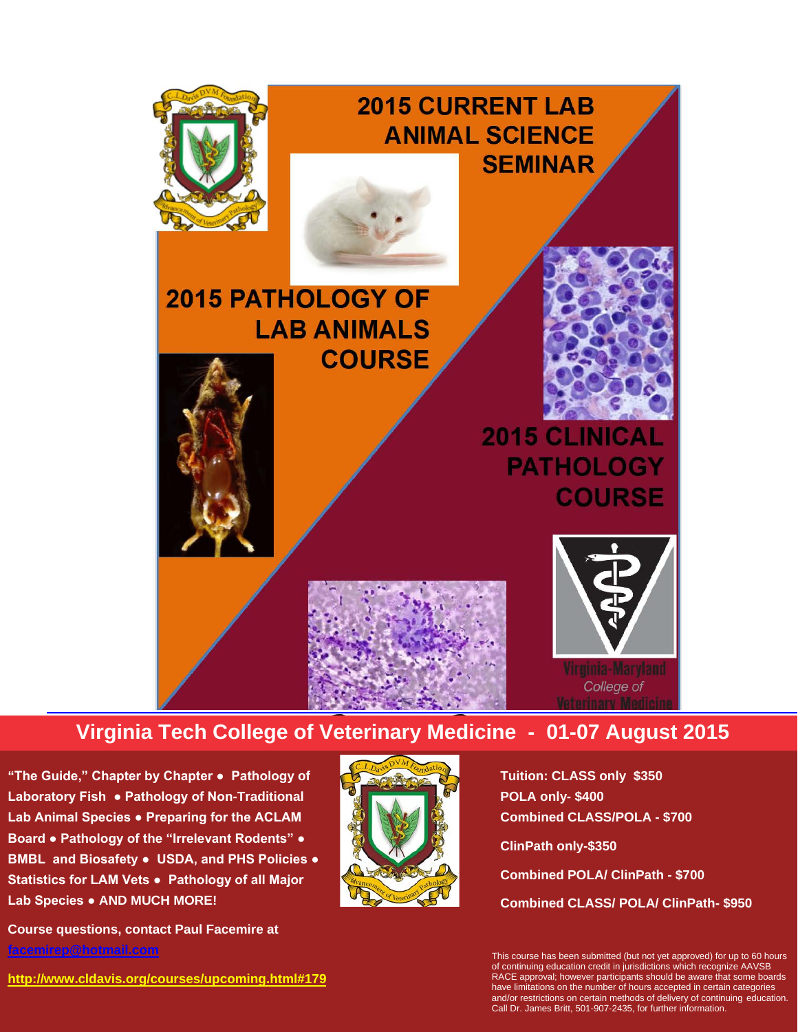# 2015 CURRENT LAB ANIMAL SCIENCE SEMINAR

# 2015 PATHOLOGY OF LAB ANIMALS COURSE

# 2015 CLINICAL PATHOLOGY COURSE

Virginia-Maryland College of Veterinary Medicine

## Virginia Tech College of Veterinary Medicine - 01-07 August 2015

**"The Guide," Chapter by Chapter • Pathology of Laboratory Fish • Pathology of Non-Traditional Lab Animal Species • Preparing for the ACLAM Board • Pathology of the "Irrelevant Rodents" • BMBL and Biosafety • USDA, and PHS Policies • Statistics for LAM Vets • Pathology of all Major Lab Species • AND MUCH MORE!**

**Course questions, contact Paul Facemire at facemirep@hotmail.com**

**http://www.cldavis.org/courses/upcoming.html#179**

**Tuition: CLASS only $350**
**POLA only- $400**
**Combined CLASS/POLA - $700**

**ClinPath only-$350**

**Combined POLA/ ClinPath - $700**

**Combined CLASS/ POLA/ ClinPath- $950**

This course has been submitted (but not yet approved) for up to 60 hours of continuing education credit in jurisdictions which recognize AAVSB RACE approval; however participants should be aware that some boards have limitations on the number of hours accepted in certain categories and/or restrictions on certain methods of delivery of continuing education. Call Dr. James Britt, 501-907-2435, for further information.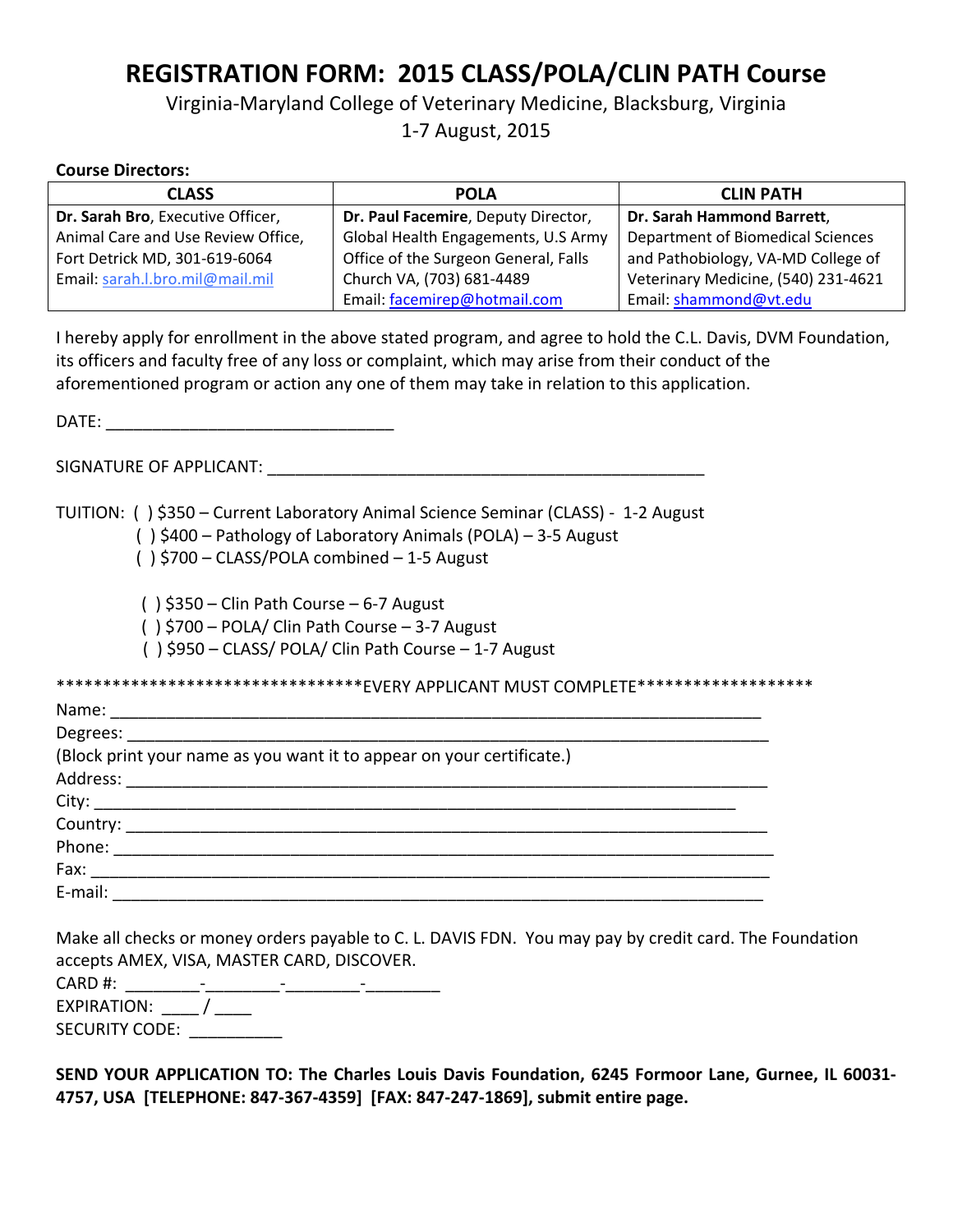# REGISTRATION FORM: 2015 CLASS/POLA/CLIN PATH Course

Virginia-Maryland College of Veterinary Medicine, Blacksburg, Virginia

1-7 August, 2015

**Course Directors:**

| CLASS | POLA | CLIN PATH |
|---|---|---|
| **Dr. Sarah Bro**, Executive Officer, Animal Care and Use Review Office, Fort Detrick MD, 301-619-6064 Email: sarah.l.bro.mil@mail.mil | **Dr. Paul Facemire**, Deputy Director, Global Health Engagements, U.S Army Office of the Surgeon General, Falls Church VA, (703) 681-4489 Email: facemirep@hotmail.com | **Dr. Sarah Hammond Barrett**, Department of Biomedical Sciences and Pathobiology, VA-MD College of Veterinary Medicine, (540) 231-4621 Email: shammond@vt.edu |

I hereby apply for enrollment in the above stated program, and agree to hold the C.L. Davis, DVM Foundation, its officers and faculty free of any loss or complaint, which may arise from their conduct of the aforementioned program or action any one of them may take in relation to this application.

DATE: ______________________________

SIGNATURE OF APPLICANT: ______________________________________________

TUITION: ( ) $350 – Current Laboratory Animal Science Seminar (CLASS) - 1-2 August

( ) $400 – Pathology of Laboratory Animals (POLA) – 3-5 August

( ) $700 – CLASS/POLA combined – 1-5 August

( ) $350 – Clin Path Course – 6-7 August

( ) $700 – POLA/ Clin Path Course – 3-7 August

( ) $950 – CLASS/ POLA/ Clin Path Course – 1-7 August

********************************EVERY APPLICANT MUST COMPLETE*******************

Name: ______________________________________________________________________

Degrees: ____________________________________________________________________

(Block print your name as you want it to appear on your certificate.)

Address: ____________________________________________________________________

City: _______________________________________________________________________

Country: ____________________________________________________________________

Phone: _____________________________________________________________________

Fax: _______________________________________________________________________

E-mail: _____________________________________________________________________

Make all checks or money orders payable to C. L. DAVIS FDN. You may pay by credit card. The Foundation accepts AMEX, VISA, MASTER CARD, DISCOVER.

CARD #: ________-________-________-________

EXPIRATION: ____ / ____

SECURITY CODE: __________

**SEND YOUR APPLICATION TO: The Charles Louis Davis Foundation, 6245 Formoor Lane, Gurnee, IL 60031-4757, USA [TELEPHONE: 847-367-4359] [FAX: 847-247-1869], submit entire page.**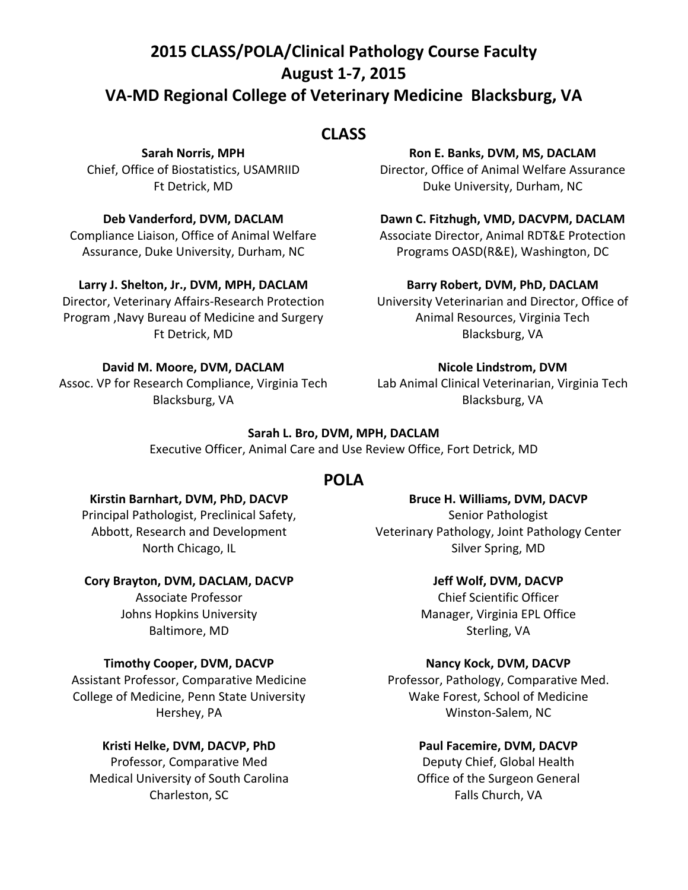# 2015 CLASS/POLA/Clinical Pathology Course Faculty
# August 1-7, 2015
# VA-MD Regional College of Veterinary Medicine Blacksburg, VA

## CLASS

**Sarah Norris, MPH**
Chief, Office of Biostatistics, USAMRIID
Ft Detrick, MD

**Ron E. Banks, DVM, MS, DACLAM**
Director, Office of Animal Welfare Assurance
Duke University, Durham, NC

**Deb Vanderford, DVM, DACLAM**
Compliance Liaison, Office of Animal Welfare Assurance, Duke University, Durham, NC

**Dawn C. Fitzhugh, VMD, DACVPM, DACLAM**
Associate Director, Animal RDT&E Protection Programs OASD(R&E), Washington, DC

**Larry J. Shelton, Jr., DVM, MPH, DACLAM**
Director, Veterinary Affairs-Research Protection Program ,Navy Bureau of Medicine and Surgery
Ft Detrick, MD

**Barry Robert, DVM, PhD, DACLAM**
University Veterinarian and Director, Office of Animal Resources, Virginia Tech
Blacksburg, VA

**David M. Moore, DVM, DACLAM**
Assoc. VP for Research Compliance, Virginia Tech
Blacksburg, VA

**Nicole Lindstrom, DVM**
Lab Animal Clinical Veterinarian, Virginia Tech
Blacksburg, VA

**Sarah L. Bro, DVM, MPH, DACLAM**
Executive Officer, Animal Care and Use Review Office, Fort Detrick, MD

## POLA

**Kirstin Barnhart, DVM, PhD, DACVP**
Principal Pathologist, Preclinical Safety,
Abbott, Research and Development
North Chicago, IL

**Bruce H. Williams, DVM, DACVP**
Senior Pathologist
Veterinary Pathology, Joint Pathology Center
Silver Spring, MD

**Cory Brayton, DVM, DACLAM, DACVP**
Associate Professor
Johns Hopkins University
Baltimore, MD

**Jeff Wolf, DVM, DACVP**
Chief Scientific Officer
Manager, Virginia EPL Office
Sterling, VA

**Timothy Cooper, DVM, DACVP**
Assistant Professor, Comparative Medicine
College of Medicine, Penn State University
Hershey, PA

**Nancy Kock, DVM, DACVP**
Professor, Pathology, Comparative Med.
Wake Forest, School of Medicine
Winston-Salem, NC

**Kristi Helke, DVM, DACVP, PhD**
Professor, Comparative Med
Medical University of South Carolina
Charleston, SC

**Paul Facemire, DVM, DACVP**
Deputy Chief, Global Health
Office of the Surgeon General
Falls Church, VA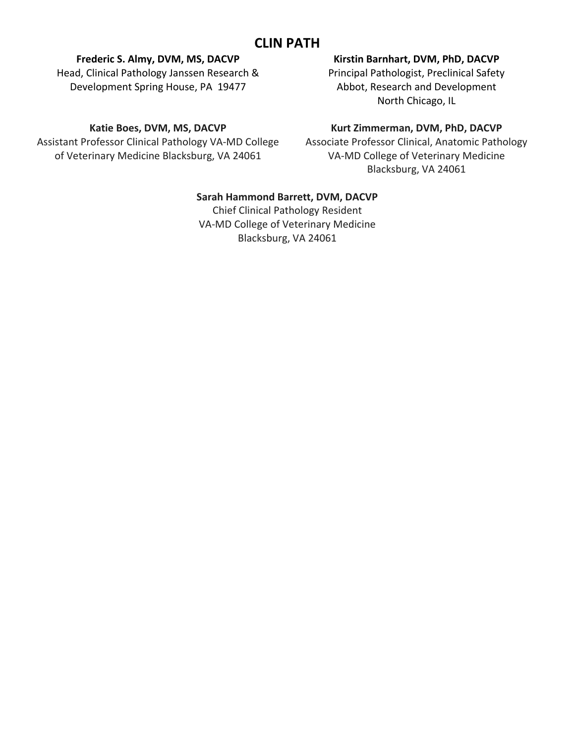# CLIN PATH

**Frederic S. Almy, DVM, MS, DACVP**
Head, Clinical Pathology Janssen Research & Development Spring House, PA 19477

**Kirstin Barnhart, DVM, PhD, DACVP**
Principal Pathologist, Preclinical Safety
Abbot, Research and Development
North Chicago, IL

**Katie Boes, DVM, MS, DACVP**
Assistant Professor Clinical Pathology VA-MD College of Veterinary Medicine Blacksburg, VA 24061

**Kurt Zimmerman, DVM, PhD, DACVP**
Associate Professor Clinical, Anatomic Pathology
VA-MD College of Veterinary Medicine
Blacksburg, VA 24061

**Sarah Hammond Barrett, DVM, DACVP**
Chief Clinical Pathology Resident
VA-MD College of Veterinary Medicine
Blacksburg, VA 24061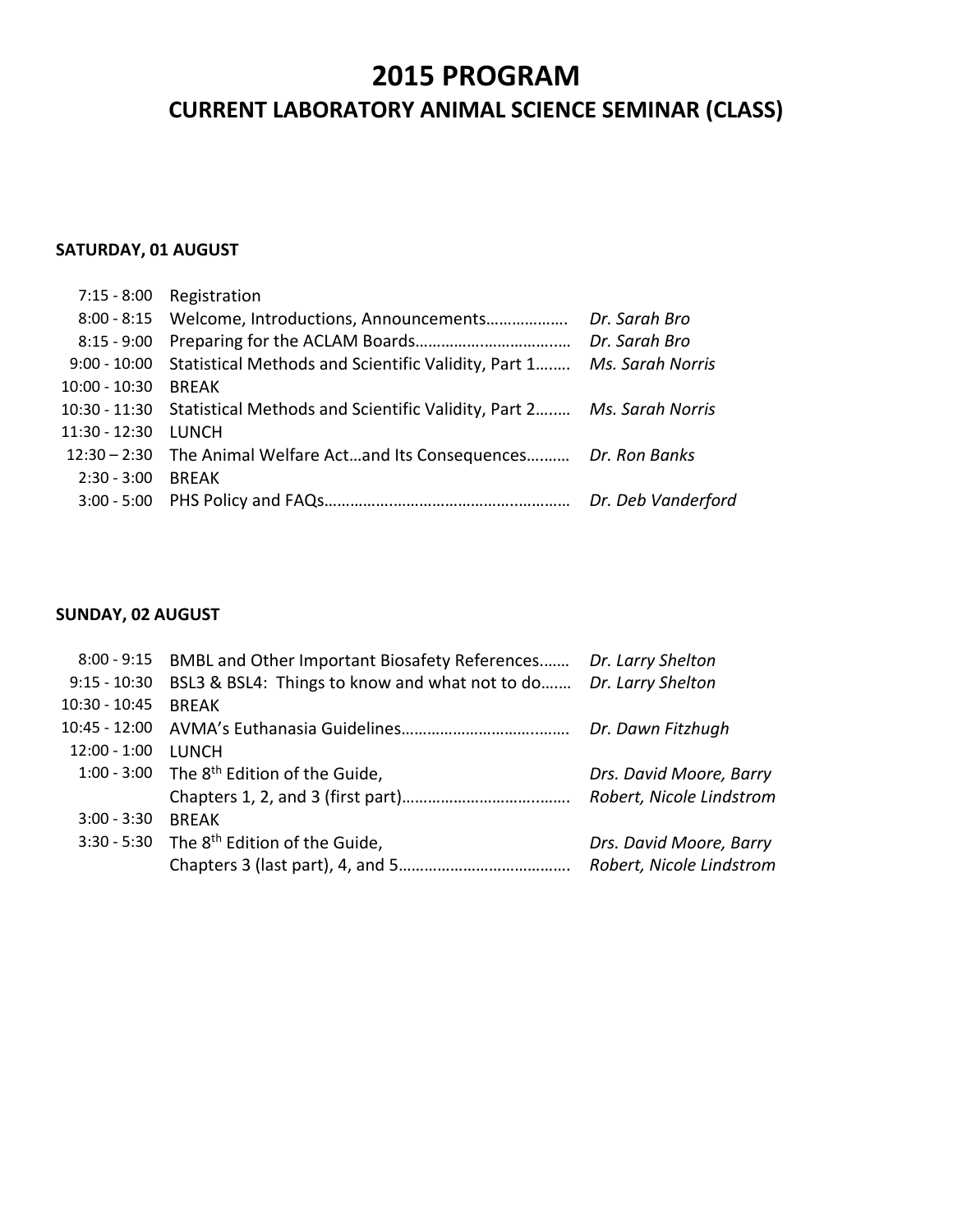# 2015 PROGRAM

## CURRENT LABORATORY ANIMAL SCIENCE SEMINAR (CLASS)

**SATURDAY, 01 AUGUST**

| Time | Session | Speaker |
|---|---|---|
| 7:15 - 8:00 | Registration | |
| 8:00 - 8:15 | Welcome, Introductions, Announcements………………. | *Dr. Sarah Bro* |
| 8:15 - 9:00 | Preparing for the ACLAM Boards……………………………… | *Dr. Sarah Bro* |
| 9:00 - 10:00 | Statistical Methods and Scientific Validity, Part 1…….. | *Ms. Sarah Norris* |
| 10:00 - 10:30 | BREAK | |
| 10:30 - 11:30 | Statistical Methods and Scientific Validity, Part 2…….. | *Ms. Sarah Norris* |
| 11:30 - 12:30 | LUNCH | |
| 12:30 – 2:30 | The Animal Welfare Act…and Its Consequences………. | *Dr. Ron Banks* |
| 2:30 - 3:00 | BREAK | |
| 3:00 - 5:00 | PHS Policy and FAQs……………………………………………… | *Dr. Deb Vanderford* |

**SUNDAY, 02 AUGUST**

| Time | Session | Speaker |
|---|---|---|
| 8:00 - 9:15 | BMBL and Other Important Biosafety References……. | *Dr. Larry Shelton* |
| 9:15 - 10:30 | BSL3 & BSL4: Things to know and what not to do……. | *Dr. Larry Shelton* |
| 10:30 - 10:45 | BREAK | |
| 10:45 - 12:00 | AVMA's Euthanasia Guidelines……………………………….. | *Dr. Dawn Fitzhugh* |
| 12:00 - 1:00 | LUNCH | |
| 1:00 - 3:00 | The 8th Edition of the Guide, Chapters 1, 2, and 3 (first part)……………………………….. | *Drs. David Moore, Barry Robert, Nicole Lindstrom* |
| 3:00 - 3:30 | BREAK | |
| 3:30 - 5:30 | The 8th Edition of the Guide, Chapters 3 (last part), 4, and 5……………………………….. | *Drs. David Moore, Barry Robert, Nicole Lindstrom* |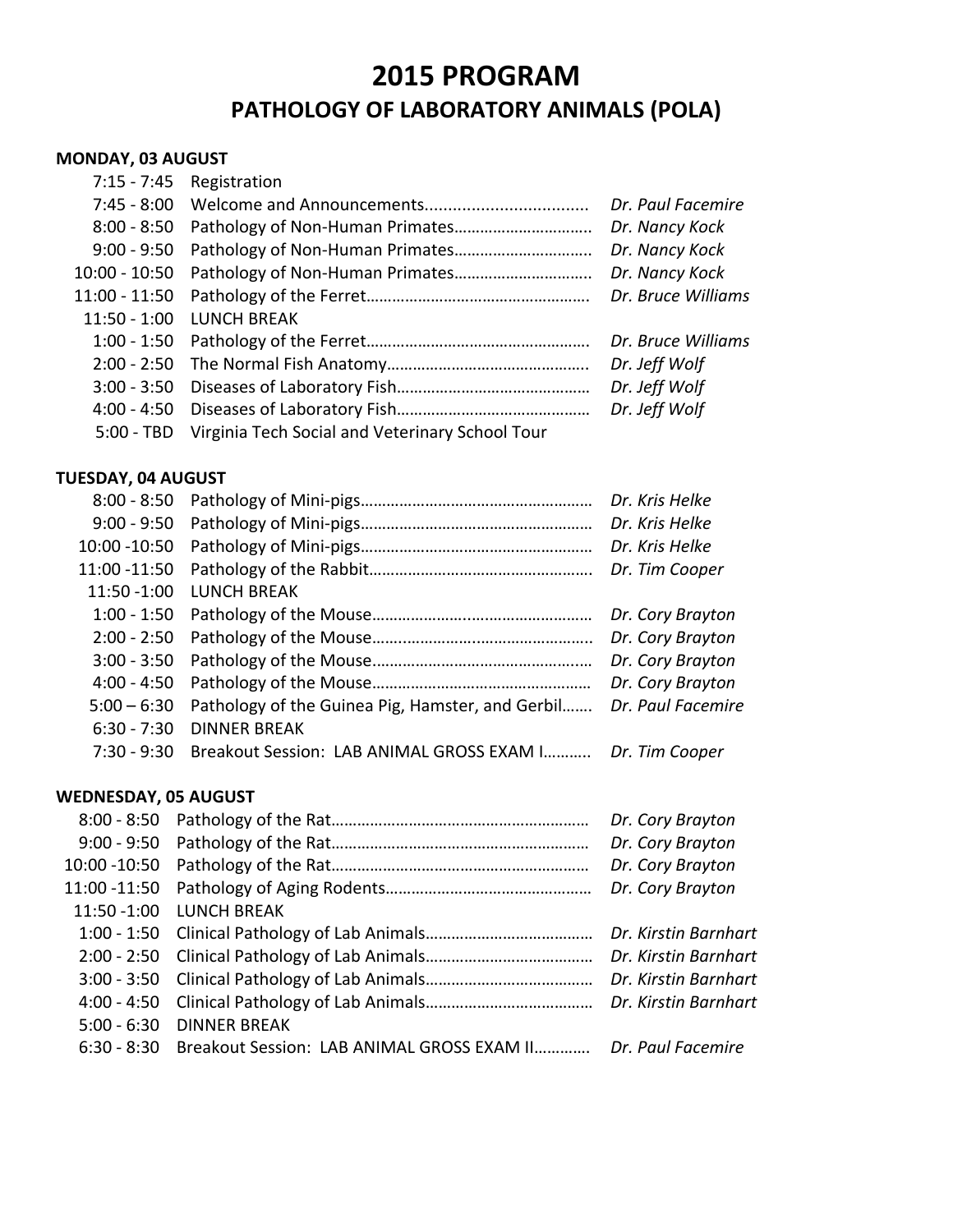# 2015 PROGRAM

## PATHOLOGY OF LABORATORY ANIMALS (POLA)

### MONDAY, 03 AUGUST

| Time | Session | Speaker |
|---|---|---|
| 7:15 - 7:45 | Registration | |
| 7:45 - 8:00 | Welcome and Announcements.................................. | *Dr. Paul Facemire* |
| 8:00 - 8:50 | Pathology of Non-Human Primates…………………………. | *Dr. Nancy Kock* |
| 9:00 - 9:50 | Pathology of Non-Human Primates…………………………. | *Dr. Nancy Kock* |
| 10:00 - 10:50 | Pathology of Non-Human Primates…………………………. | *Dr. Nancy Kock* |
| 11:00 - 11:50 | Pathology of the Ferret…………………………………………… | *Dr. Bruce Williams* |
| 11:50 - 1:00 | LUNCH BREAK | |
| 1:00 - 1:50 | Pathology of the Ferret…………………………………………… | *Dr. Bruce Williams* |
| 2:00 - 2:50 | The Normal Fish Anatomy……………………………………….. | *Dr. Jeff Wolf* |
| 3:00 - 3:50 | Diseases of Laboratory Fish……………………………………… | *Dr. Jeff Wolf* |
| 4:00 - 4:50 | Diseases of Laboratory Fish……………………………………… | *Dr. Jeff Wolf* |
| 5:00 - TBD | Virginia Tech Social and Veterinary School Tour | |

### TUESDAY, 04 AUGUST

| Time | Session | Speaker |
|---|---|---|
| 8:00 - 8:50 | Pathology of Mini-pigs……………………………………………… | *Dr. Kris Helke* |
| 9:00 - 9:50 | Pathology of Mini-pigs……………………………………………… | *Dr. Kris Helke* |
| 10:00 -10:50 | Pathology of Mini-pigs……………………………………………… | *Dr. Kris Helke* |
| 11:00 -11:50 | Pathology of the Rabbit…………………………………………… | *Dr. Tim Cooper* |
| 11:50 -1:00 | LUNCH BREAK | |
| 1:00 - 1:50 | Pathology of the Mouse…………………..……………………… | *Dr. Cory Brayton* |
| 2:00 - 2:50 | Pathology of the Mouse…………………………………………. | *Dr. Cory Brayton* |
| 3:00 - 3:50 | Pathology of the Mouse…………………………………………… | *Dr. Cory Brayton* |
| 4:00 - 4:50 | Pathology of the Mouse…………………………………………… | *Dr. Cory Brayton* |
| 5:00 – 6:30 | Pathology of the Guinea Pig, Hamster, and Gerbil……. | *Dr. Paul Facemire* |
| 6:30 - 7:30 | DINNER BREAK | |
| 7:30 - 9:30 | Breakout Session: LAB ANIMAL GROSS EXAM I……….. | *Dr. Tim Cooper* |

### WEDNESDAY, 05 AUGUST

| Time | Session | Speaker |
|---|---|---|
| 8:00 - 8:50 | Pathology of the Rat…………………………………………………… | *Dr. Cory Brayton* |
| 9:00 - 9:50 | Pathology of the Rat…………………………………………………… | *Dr. Cory Brayton* |
| 10:00 -10:50 | Pathology of the Rat…………………………………………………… | *Dr. Cory Brayton* |
| 11:00 -11:50 | Pathology of Aging Rodents……………………………………… | *Dr. Cory Brayton* |
| 11:50 -1:00 | LUNCH BREAK | |
| 1:00 - 1:50 | Clinical Pathology of Lab Animals………………………………. | *Dr. Kirstin Barnhart* |
| 2:00 - 2:50 | Clinical Pathology of Lab Animals………………………………. | *Dr. Kirstin Barnhart* |
| 3:00 - 3:50 | Clinical Pathology of Lab Animals………………………………. | *Dr. Kirstin Barnhart* |
| 4:00 - 4:50 | Clinical Pathology of Lab Animals………………………………. | *Dr. Kirstin Barnhart* |
| 5:00 - 6:30 | DINNER BREAK | |
| 6:30 - 8:30 | Breakout Session: LAB ANIMAL GROSS EXAM II………… | *Dr. Paul Facemire* |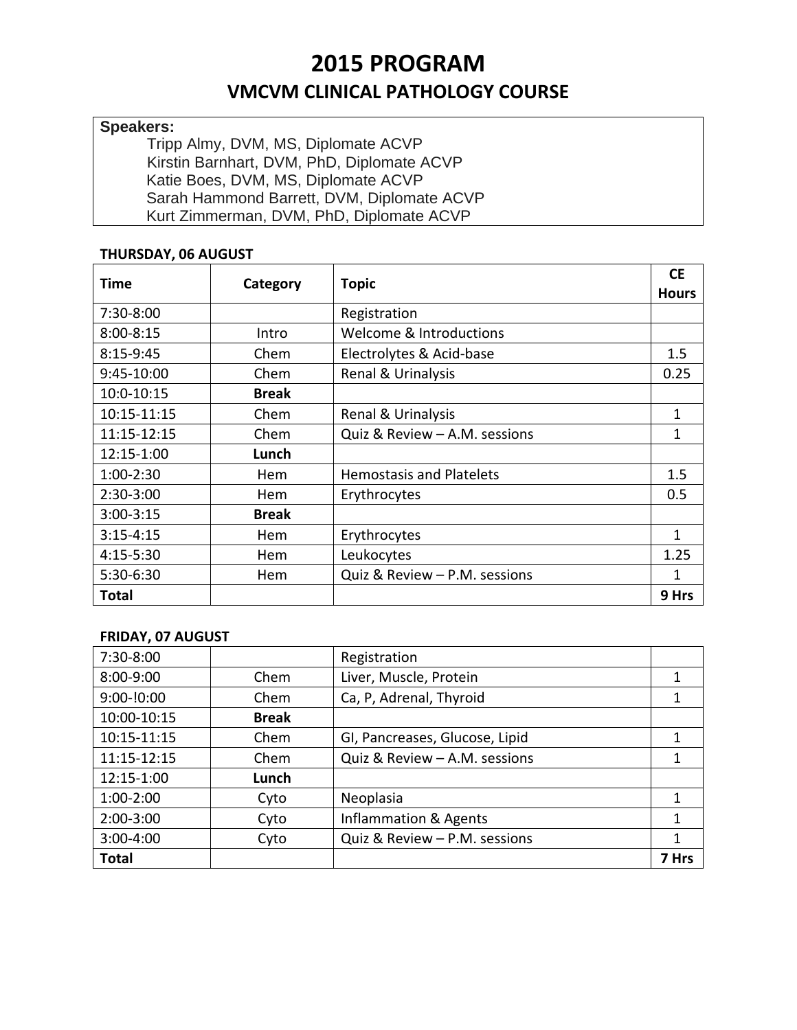# 2015 PROGRAM

## VMCVM CLINICAL PATHOLOGY COURSE

**Speakers:**

Tripp Almy, DVM, MS, Diplomate ACVP
Kirstin Barnhart, DVM, PhD, Diplomate ACVP
Katie Boes, DVM, MS, Diplomate ACVP
Sarah Hammond Barrett, DVM, Diplomate ACVP
Kurt Zimmerman, DVM, PhD, Diplomate ACVP

**THURSDAY, 06 AUGUST**

| Time | Category | Topic | CE Hours |
|---|---|---|---|
| 7:30-8:00 | | Registration | |
| 8:00-8:15 | Intro | Welcome & Introductions | |
| 8:15-9:45 | Chem | Electrolytes & Acid-base | 1.5 |
| 9:45-10:00 | Chem | Renal & Urinalysis | 0.25 |
| 10:0-10:15 | **Break** | | |
| 10:15-11:15 | Chem | Renal & Urinalysis | 1 |
| 11:15-12:15 | Chem | Quiz & Review – A.M. sessions | 1 |
| 12:15-1:00 | **Lunch** | | |
| 1:00-2:30 | Hem | Hemostasis and Platelets | 1.5 |
| 2:30-3:00 | Hem | Erythrocytes | 0.5 |
| 3:00-3:15 | **Break** | | |
| 3:15-4:15 | Hem | Erythrocytes | 1 |
| 4:15-5:30 | Hem | Leukocytes | 1.25 |
| 5:30-6:30 | Hem | Quiz & Review – P.M. sessions | 1 |
| **Total** | | | **9 Hrs** |

**FRIDAY, 07 AUGUST**

| Time | Category | Topic | CE Hours |
|---|---|---|---|
| 7:30-8:00 | | Registration | |
| 8:00-9:00 | Chem | Liver, Muscle, Protein | 1 |
| 9:00-!0:00 | Chem | Ca, P, Adrenal, Thyroid | 1 |
| 10:00-10:15 | **Break** | | |
| 10:15-11:15 | Chem | GI, Pancreases, Glucose, Lipid | 1 |
| 11:15-12:15 | Chem | Quiz & Review – A.M. sessions | 1 |
| 12:15-1:00 | **Lunch** | | |
| 1:00-2:00 | Cyto | Neoplasia | 1 |
| 2:00-3:00 | Cyto | Inflammation & Agents | 1 |
| 3:00-4:00 | Cyto | Quiz & Review – P.M. sessions | 1 |
| **Total** | | | **7 Hrs** |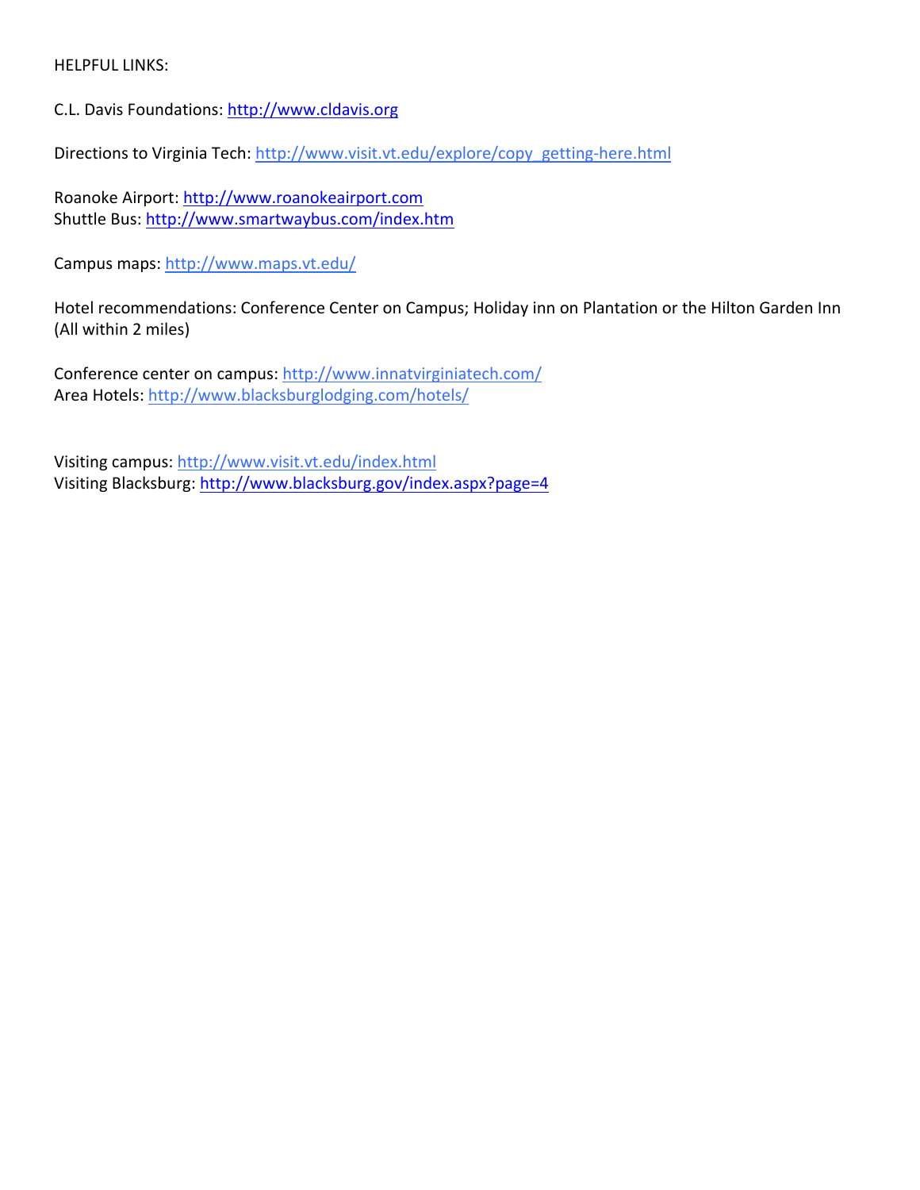HELPFUL LINKS:

C.L. Davis Foundations: http://www.cldavis.org

Directions to Virginia Tech: http://www.visit.vt.edu/explore/copy_getting-here.html

Roanoke Airport: http://www.roanokeairport.com
Shuttle Bus: http://www.smartwaybus.com/index.htm

Campus maps: http://www.maps.vt.edu/

Hotel recommendations: Conference Center on Campus; Holiday inn on Plantation or the Hilton Garden Inn (All within 2 miles)

Conference center on campus: http://www.innatvirginiatech.com/
Area Hotels: http://www.blacksburglodging.com/hotels/

Visiting campus: http://www.visit.vt.edu/index.html
Visiting Blacksburg: http://www.blacksburg.gov/index.aspx?page=4